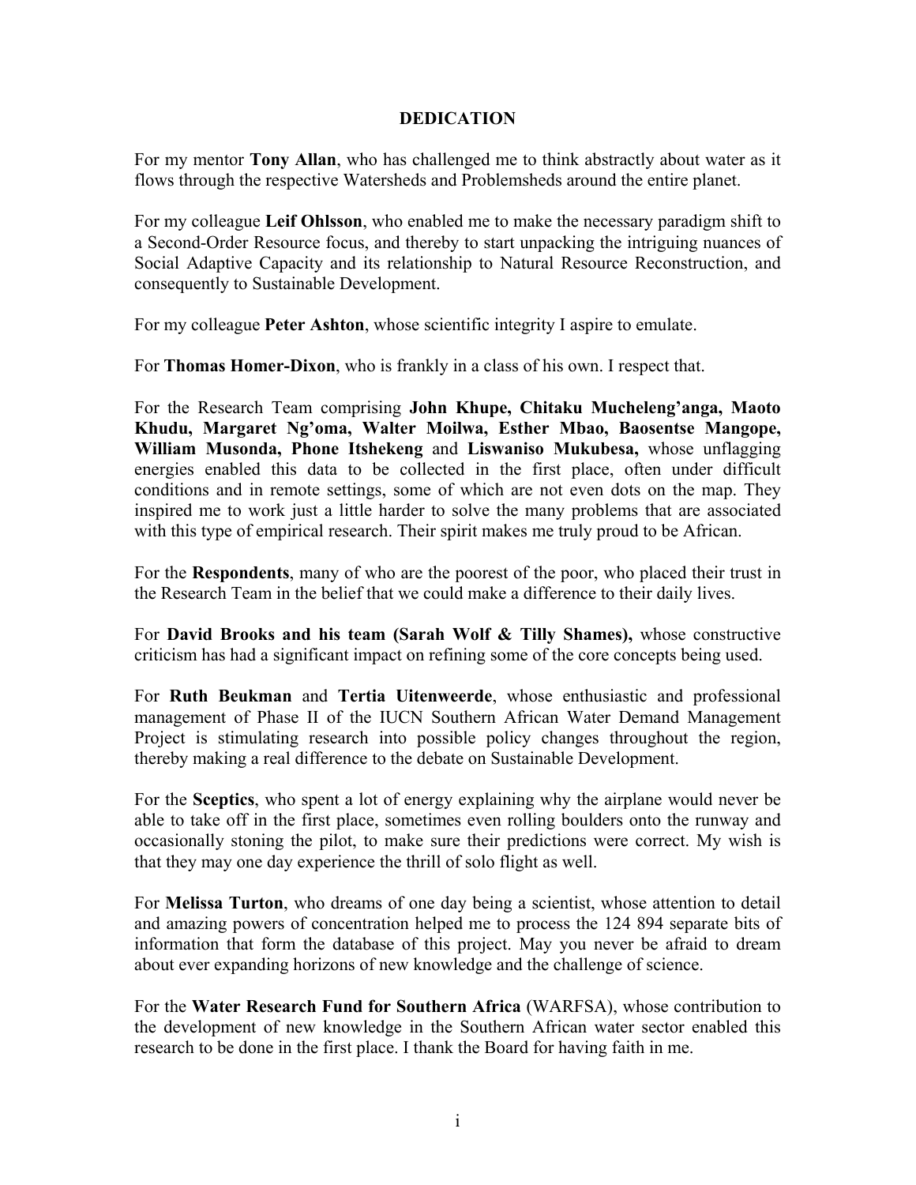# DEDICATION

For my mentor **Tony Allan**, who has challenged me to think abstractly about water as it flows through the respective Watersheds and Problemsheds around the entire planet.

For my colleague **Leif Ohlsson**, who enabled me to make the necessary paradigm shift to a Second-Order Resource focus, and thereby to start unpacking the intriguing nuances of Social Adaptive Capacity and its relationship to Natural Resource Reconstruction, and consequently to Sustainable Development.

For my colleague **Peter Ashton**, whose scientific integrity I aspire to emulate.

For **Thomas Homer-Dixon**, who is frankly in a class of his own. I respect that.

For the Research Team comprising **John Khupe, Chitaku Mucheleng'anga, Maoto Khudu, Margaret Ng'oma, Walter Moilwa, Esther Mbao, Baosentse Mangope, William Musonda, Phone Itshekeng** and **Liswaniso Mukubesa,** whose unflagging energies enabled this data to be collected in the first place, often under difficult conditions and in remote settings, some of which are not even dots on the map. They inspired me to work just a little harder to solve the many problems that are associated with this type of empirical research. Their spirit makes me truly proud to be African.

For the **Respondents**, many of who are the poorest of the poor, who placed their trust in the Research Team in the belief that we could make a difference to their daily lives.

For **David Brooks and his team (Sarah Wolf & Tilly Shames),** whose constructive criticism has had a significant impact on refining some of the core concepts being used.

For **Ruth Beukman** and **Tertia Uitenweerde**, whose enthusiastic and professional management of Phase II of the IUCN Southern African Water Demand Management Project is stimulating research into possible policy changes throughout the region, thereby making a real difference to the debate on Sustainable Development.

For the **Sceptics**, who spent a lot of energy explaining why the airplane would never be able to take off in the first place, sometimes even rolling boulders onto the runway and occasionally stoning the pilot, to make sure their predictions were correct. My wish is that they may one day experience the thrill of solo flight as well.

For **Melissa Turton**, who dreams of one day being a scientist, whose attention to detail and amazing powers of concentration helped me to process the 124 894 separate bits of information that form the database of this project. May you never be afraid to dream about ever expanding horizons of new knowledge and the challenge of science.

For the **Water Research Fund for Southern Africa** (WARFSA), whose contribution to the development of new knowledge in the Southern African water sector enabled this research to be done in the first place. I thank the Board for having faith in me.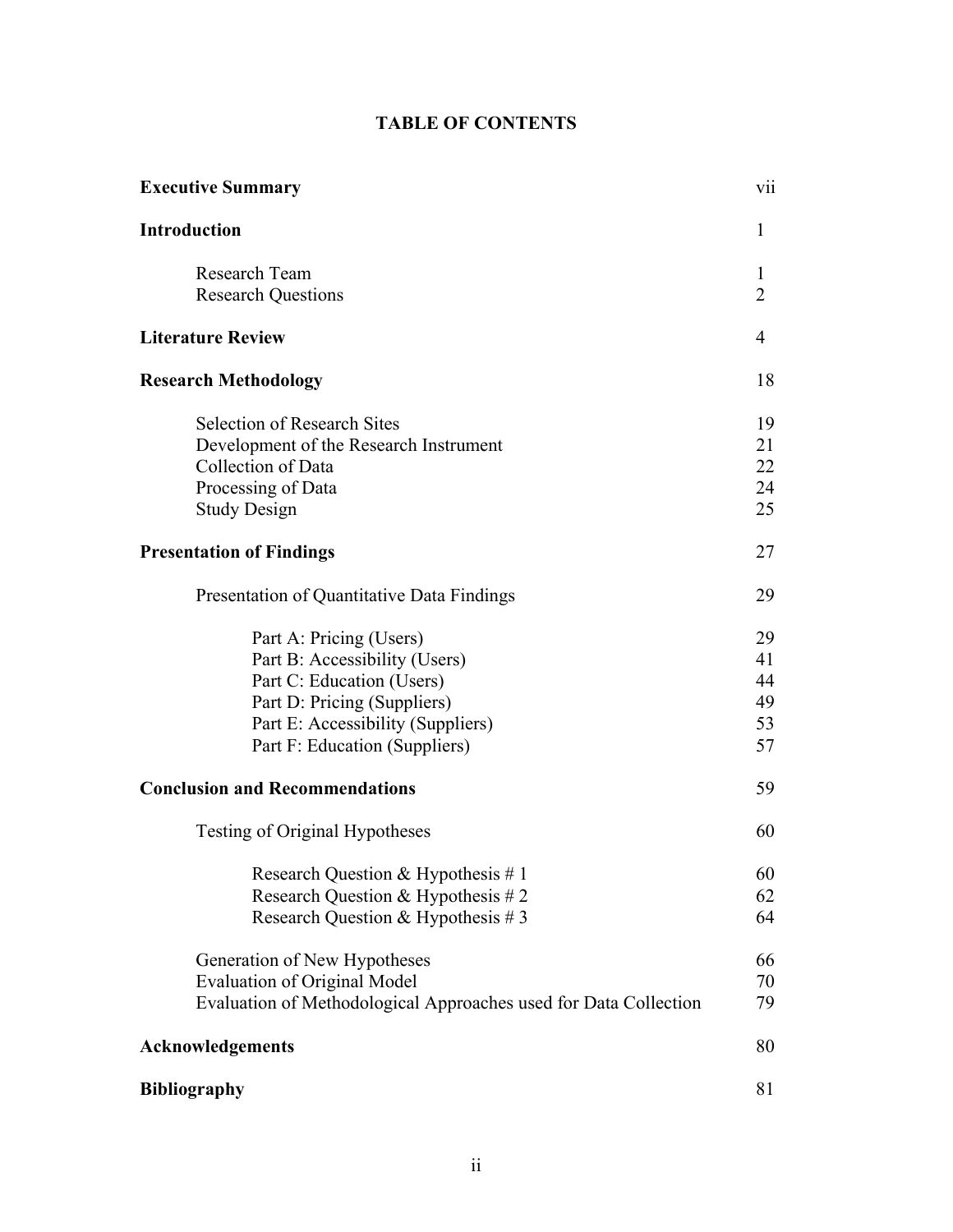# TABLE OF CONTENTS

| | |
|---|---|
| **Executive Summary** | vii |
| **Introduction** | 1 |
| Research Team | 1 |
| Research Questions | 2 |
| **Literature Review** | 4 |
| **Research Methodology** | 18 |
| Selection of Research Sites | 19 |
| Development of the Research Instrument | 21 |
| Collection of Data | 22 |
| Processing of Data | 24 |
| Study Design | 25 |
| **Presentation of Findings** | 27 |
| Presentation of Quantitative Data Findings | 29 |
| Part A: Pricing (Users) | 29 |
| Part B: Accessibility (Users) | 41 |
| Part C: Education (Users) | 44 |
| Part D: Pricing (Suppliers) | 49 |
| Part E: Accessibility (Suppliers) | 53 |
| Part F: Education (Suppliers) | 57 |
| **Conclusion and Recommendations** | 59 |
| Testing of Original Hypotheses | 60 |
| Research Question & Hypothesis # 1 | 60 |
| Research Question & Hypothesis # 2 | 62 |
| Research Question & Hypothesis # 3 | 64 |
| Generation of New Hypotheses | 66 |
| Evaluation of Original Model | 70 |
| Evaluation of Methodological Approaches used for Data Collection | 79 |
| **Acknowledgements** | 80 |
| **Bibliography** | 81 |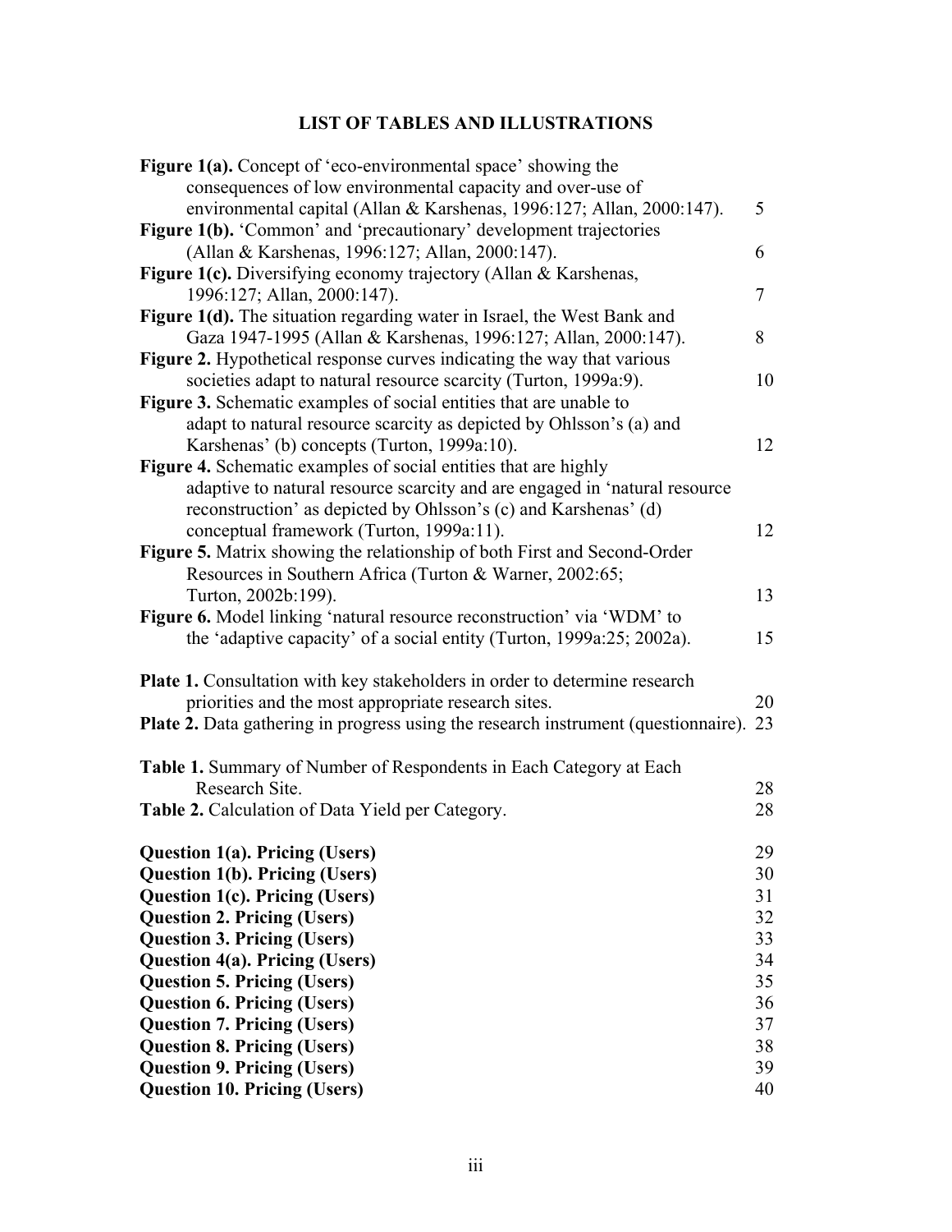# LIST OF TABLES AND ILLUSTRATIONS

**Figure 1(a).** Concept of 'eco-environmental space' showing the consequences of low environmental capacity and over-use of environmental capital (Allan & Karshenas, 1996:127; Allan, 2000:147). 5

**Figure 1(b).** 'Common' and 'precautionary' development trajectories (Allan & Karshenas, 1996:127; Allan, 2000:147). 6

**Figure 1(c).** Diversifying economy trajectory (Allan & Karshenas, 1996:127; Allan, 2000:147). 7

**Figure 1(d).** The situation regarding water in Israel, the West Bank and Gaza 1947-1995 (Allan & Karshenas, 1996:127; Allan, 2000:147). 8

**Figure 2.** Hypothetical response curves indicating the way that various societies adapt to natural resource scarcity (Turton, 1999a:9). 10

**Figure 3.** Schematic examples of social entities that are unable to adapt to natural resource scarcity as depicted by Ohlsson's (a) and Karshenas' (b) concepts (Turton, 1999a:10). 12

**Figure 4.** Schematic examples of social entities that are highly adaptive to natural resource scarcity and are engaged in 'natural resource reconstruction' as depicted by Ohlsson's (c) and Karshenas' (d) conceptual framework (Turton, 1999a:11). 12

**Figure 5.** Matrix showing the relationship of both First and Second-Order Resources in Southern Africa (Turton & Warner, 2002:65; Turton, 2002b:199). 13

**Figure 6.** Model linking 'natural resource reconstruction' via 'WDM' to the 'adaptive capacity' of a social entity (Turton, 1999a:25; 2002a). 15

**Plate 1.** Consultation with key stakeholders in order to determine research priorities and the most appropriate research sites. 20

**Plate 2.** Data gathering in progress using the research instrument (questionnaire). 23

**Table 1.** Summary of Number of Respondents in Each Category at Each Research Site. 28

**Table 2.** Calculation of Data Yield per Category. 28

**Question 1(a). Pricing (Users)** 29

**Question 1(b). Pricing (Users)** 30

**Question 1(c). Pricing (Users)** 31

**Question 2. Pricing (Users)** 32

**Question 3. Pricing (Users)** 33

**Question 4(a). Pricing (Users)** 34

**Question 5. Pricing (Users)** 35

**Question 6. Pricing (Users)** 36

**Question 7. Pricing (Users)** 37

**Question 8. Pricing (Users)** 38

**Question 9. Pricing (Users)** 39

**Question 10. Pricing (Users)** 40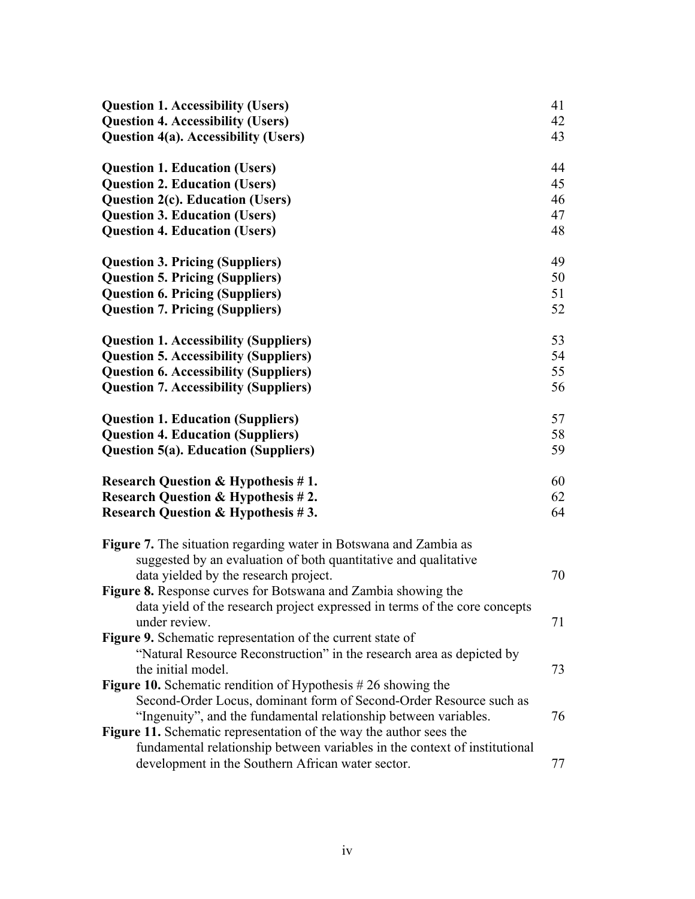**Question 1. Accessibility (Users)** 41
**Question 4. Accessibility (Users)** 42
**Question 4(a). Accessibility (Users)** 43

**Question 1. Education (Users)** 44
**Question 2. Education (Users)** 45
**Question 2(c). Education (Users)** 46
**Question 3. Education (Users)** 47
**Question 4. Education (Users)** 48

**Question 3. Pricing (Suppliers)** 49
**Question 5. Pricing (Suppliers)** 50
**Question 6. Pricing (Suppliers)** 51
**Question 7. Pricing (Suppliers)** 52

**Question 1. Accessibility (Suppliers)** 53
**Question 5. Accessibility (Suppliers)** 54
**Question 6. Accessibility (Suppliers)** 55
**Question 7. Accessibility (Suppliers)** 56

**Question 1. Education (Suppliers)** 57
**Question 4. Education (Suppliers)** 58
**Question 5(a). Education (Suppliers)** 59

**Research Question & Hypothesis # 1.** 60
**Research Question & Hypothesis # 2.** 62
**Research Question & Hypothesis # 3.** 64

**Figure 7.** The situation regarding water in Botswana and Zambia as suggested by an evaluation of both quantitative and qualitative data yielded by the research project. 70
**Figure 8.** Response curves for Botswana and Zambia showing the data yield of the research project expressed in terms of the core concepts under review. 71
**Figure 9.** Schematic representation of the current state of "Natural Resource Reconstruction" in the research area as depicted by the initial model. 73
**Figure 10.** Schematic rendition of Hypothesis # 26 showing the Second-Order Locus, dominant form of Second-Order Resource such as "Ingenuity", and the fundamental relationship between variables. 76
**Figure 11.** Schematic representation of the way the author sees the fundamental relationship between variables in the context of institutional development in the Southern African water sector. 77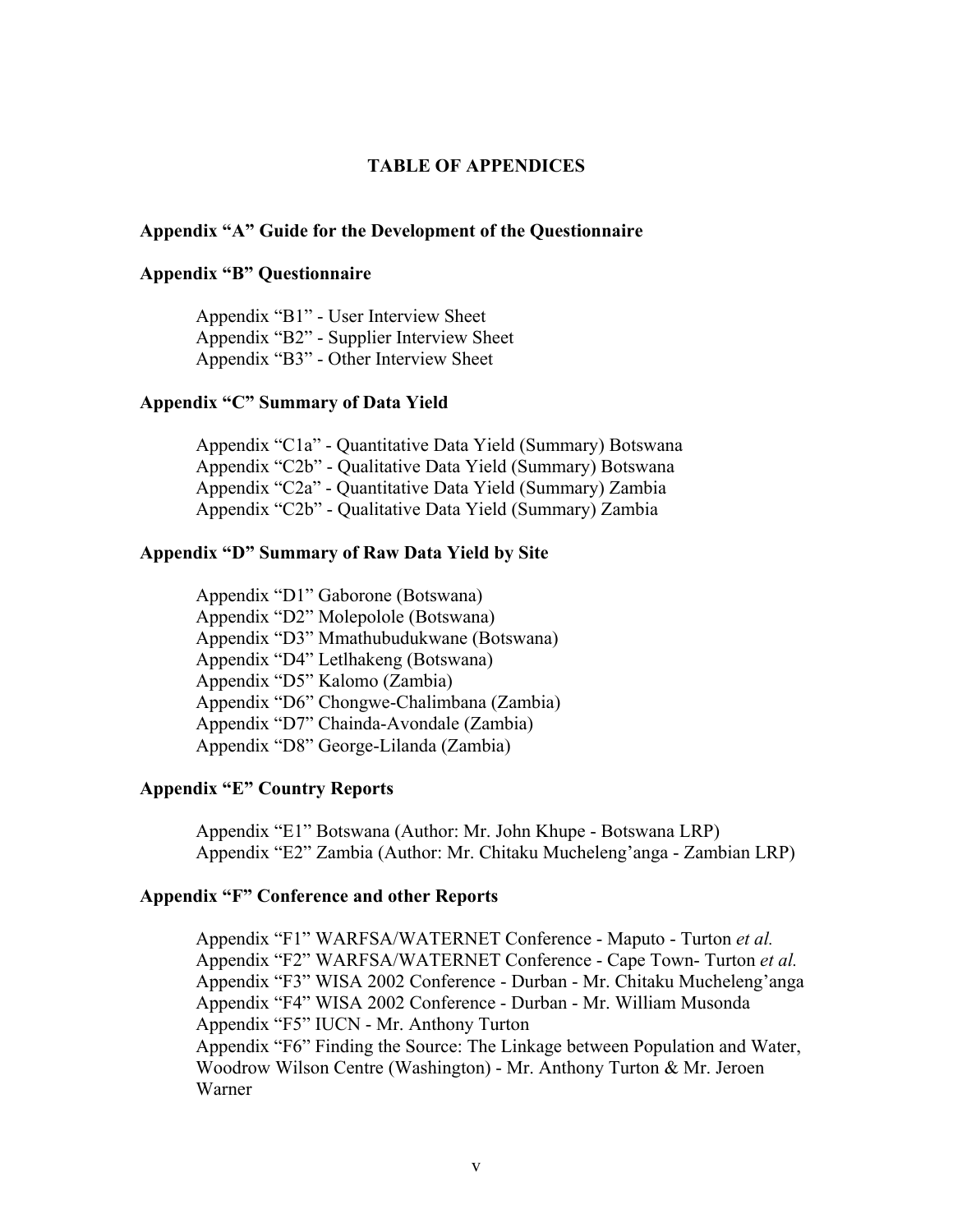# TABLE OF APPENDICES

**Appendix "A" Guide for the Development of the Questionnaire**

**Appendix "B" Questionnaire**

Appendix "B1" - User Interview Sheet
Appendix "B2" - Supplier Interview Sheet
Appendix "B3" - Other Interview Sheet

**Appendix "C" Summary of Data Yield**

Appendix "C1a" - Quantitative Data Yield (Summary) Botswana
Appendix "C2b" - Qualitative Data Yield (Summary) Botswana
Appendix "C2a" - Quantitative Data Yield (Summary) Zambia
Appendix "C2b" - Qualitative Data Yield (Summary) Zambia

**Appendix "D" Summary of Raw Data Yield by Site**

Appendix "D1" Gaborone (Botswana)
Appendix "D2" Molepolole (Botswana)
Appendix "D3" Mmathubudukwane (Botswana)
Appendix "D4" Letlhakeng (Botswana)
Appendix "D5" Kalomo (Zambia)
Appendix "D6" Chongwe-Chalimbana (Zambia)
Appendix "D7" Chainda-Avondale (Zambia)
Appendix "D8" George-Lilanda (Zambia)

**Appendix "E" Country Reports**

Appendix "E1" Botswana (Author: Mr. John Khupe - Botswana LRP)
Appendix "E2" Zambia (Author: Mr. Chitaku Mucheleng'anga - Zambian LRP)

**Appendix "F" Conference and other Reports**

Appendix "F1" WARFSA/WATERNET Conference - Maputo - Turton *et al.*
Appendix "F2" WARFSA/WATERNET Conference - Cape Town- Turton *et al.*
Appendix "F3" WISA 2002 Conference - Durban - Mr. Chitaku Mucheleng'anga
Appendix "F4" WISA 2002 Conference - Durban - Mr. William Musonda
Appendix "F5" IUCN - Mr. Anthony Turton
Appendix "F6" Finding the Source: The Linkage between Population and Water, Woodrow Wilson Centre (Washington) - Mr. Anthony Turton & Mr. Jeroen Warner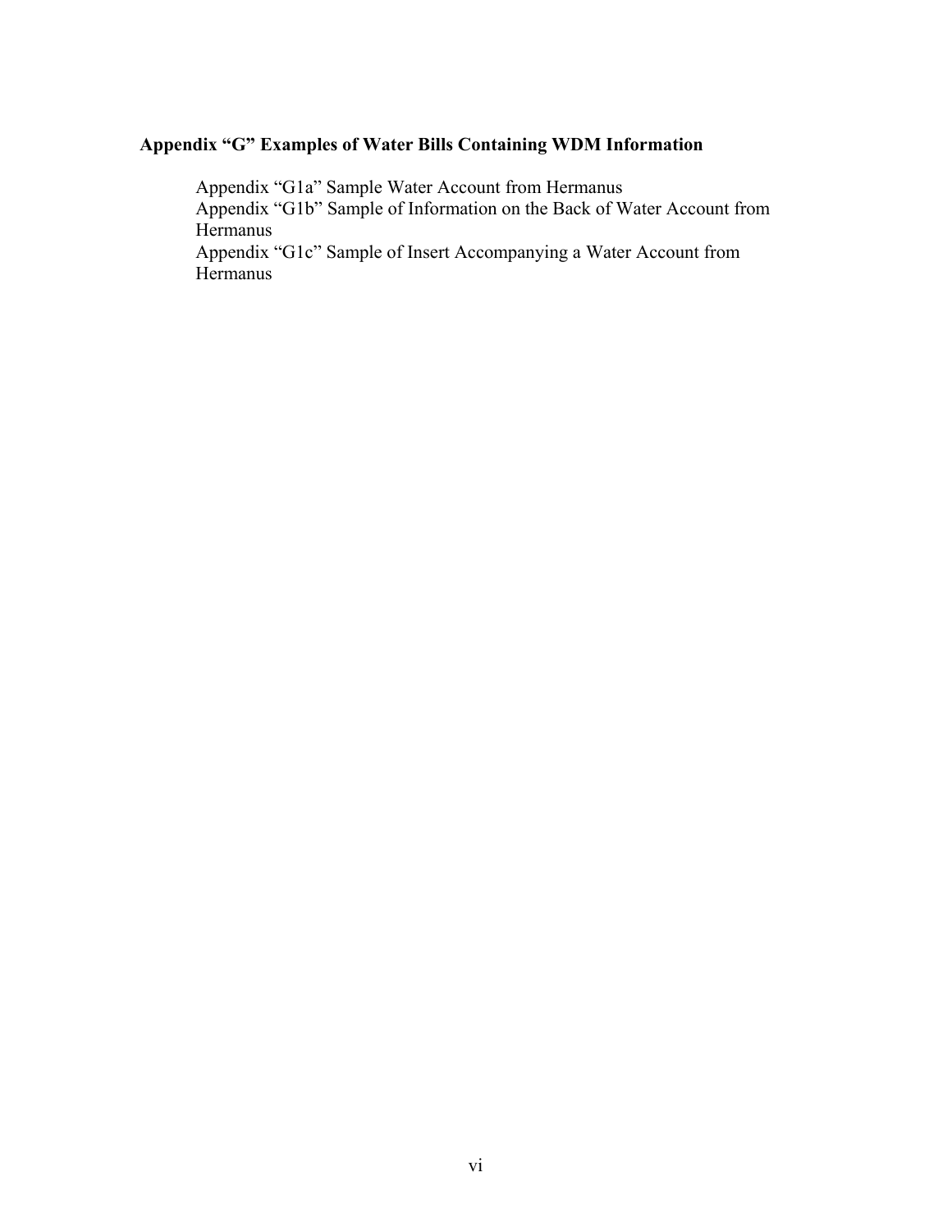**Appendix “G” Examples of Water Bills Containing WDM Information**

Appendix “G1a” Sample Water Account from Hermanus
Appendix “G1b” Sample of Information on the Back of Water Account from Hermanus
Appendix “G1c” Sample of Insert Accompanying a Water Account from Hermanus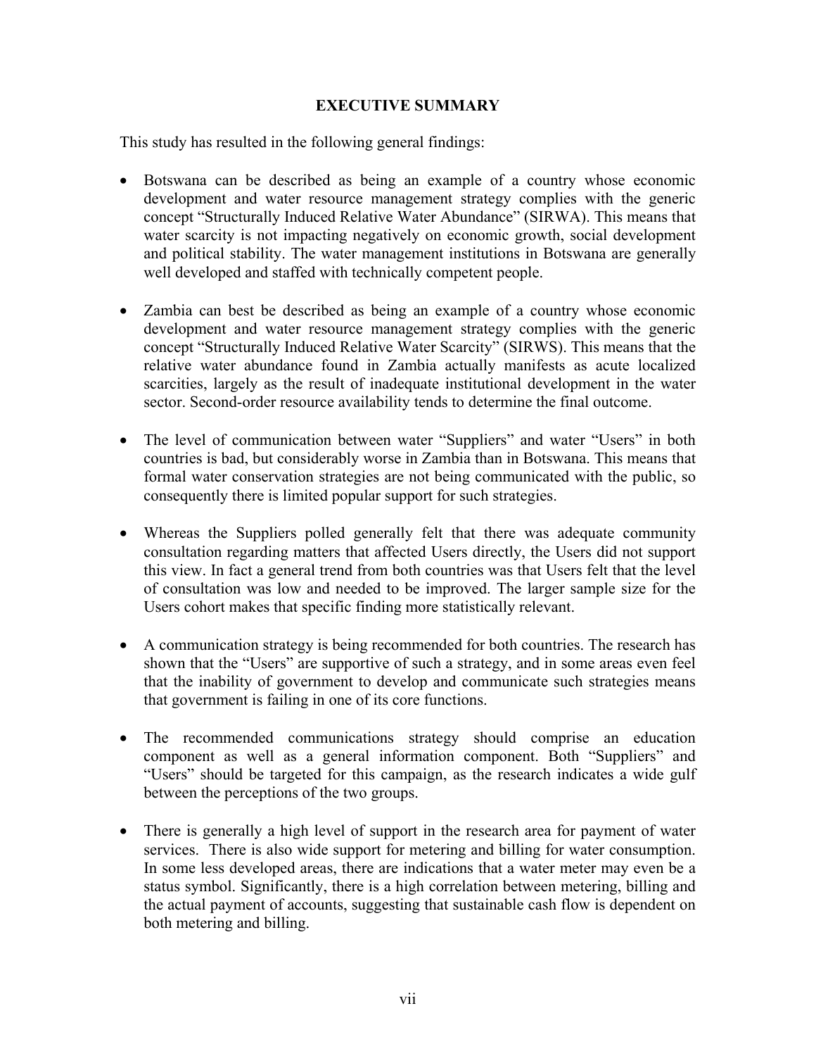# EXECUTIVE SUMMARY

This study has resulted in the following general findings:

- Botswana can be described as being an example of a country whose economic development and water resource management strategy complies with the generic concept "Structurally Induced Relative Water Abundance" (SIRWA). This means that water scarcity is not impacting negatively on economic growth, social development and political stability. The water management institutions in Botswana are generally well developed and staffed with technically competent people.

- Zambia can best be described as being an example of a country whose economic development and water resource management strategy complies with the generic concept "Structurally Induced Relative Water Scarcity" (SIRWS). This means that the relative water abundance found in Zambia actually manifests as acute localized scarcities, largely as the result of inadequate institutional development in the water sector. Second-order resource availability tends to determine the final outcome.

- The level of communication between water "Suppliers" and water "Users" in both countries is bad, but considerably worse in Zambia than in Botswana. This means that formal water conservation strategies are not being communicated with the public, so consequently there is limited popular support for such strategies.

- Whereas the Suppliers polled generally felt that there was adequate community consultation regarding matters that affected Users directly, the Users did not support this view. In fact a general trend from both countries was that Users felt that the level of consultation was low and needed to be improved. The larger sample size for the Users cohort makes that specific finding more statistically relevant.

- A communication strategy is being recommended for both countries. The research has shown that the "Users" are supportive of such a strategy, and in some areas even feel that the inability of government to develop and communicate such strategies means that government is failing in one of its core functions.

- The recommended communications strategy should comprise an education component as well as a general information component. Both "Suppliers" and "Users" should be targeted for this campaign, as the research indicates a wide gulf between the perceptions of the two groups.

- There is generally a high level of support in the research area for payment of water services. There is also wide support for metering and billing for water consumption. In some less developed areas, there are indications that a water meter may even be a status symbol. Significantly, there is a high correlation between metering, billing and the actual payment of accounts, suggesting that sustainable cash flow is dependent on both metering and billing.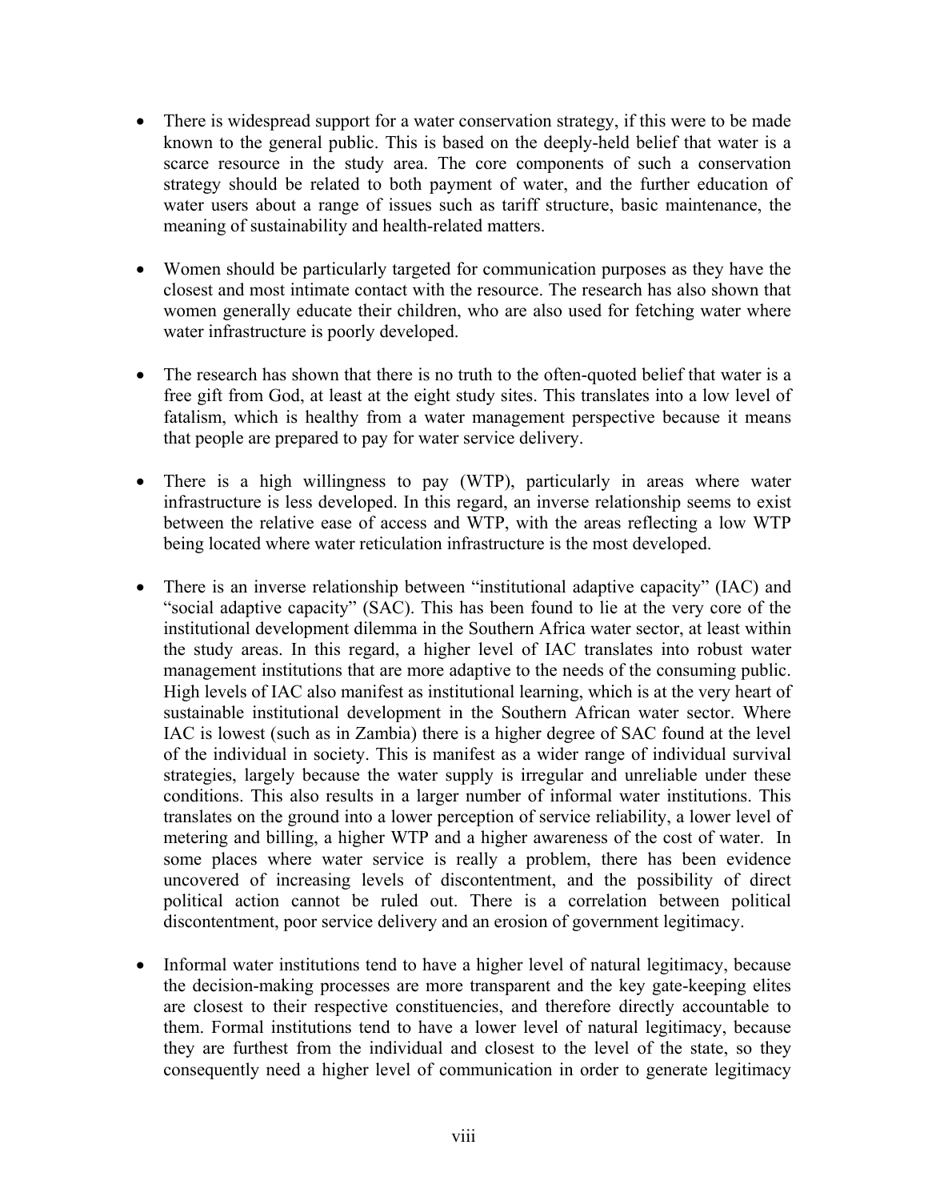- There is widespread support for a water conservation strategy, if this were to be made known to the general public. This is based on the deeply-held belief that water is a scarce resource in the study area. The core components of such a conservation strategy should be related to both payment of water, and the further education of water users about a range of issues such as tariff structure, basic maintenance, the meaning of sustainability and health-related matters.

- Women should be particularly targeted for communication purposes as they have the closest and most intimate contact with the resource. The research has also shown that women generally educate their children, who are also used for fetching water where water infrastructure is poorly developed.

- The research has shown that there is no truth to the often-quoted belief that water is a free gift from God, at least at the eight study sites. This translates into a low level of fatalism, which is healthy from a water management perspective because it means that people are prepared to pay for water service delivery.

- There is a high willingness to pay (WTP), particularly in areas where water infrastructure is less developed. In this regard, an inverse relationship seems to exist between the relative ease of access and WTP, with the areas reflecting a low WTP being located where water reticulation infrastructure is the most developed.

- There is an inverse relationship between "institutional adaptive capacity" (IAC) and "social adaptive capacity" (SAC). This has been found to lie at the very core of the institutional development dilemma in the Southern Africa water sector, at least within the study areas. In this regard, a higher level of IAC translates into robust water management institutions that are more adaptive to the needs of the consuming public. High levels of IAC also manifest as institutional learning, which is at the very heart of sustainable institutional development in the Southern African water sector. Where IAC is lowest (such as in Zambia) there is a higher degree of SAC found at the level of the individual in society. This is manifest as a wider range of individual survival strategies, largely because the water supply is irregular and unreliable under these conditions. This also results in a larger number of informal water institutions. This translates on the ground into a lower perception of service reliability, a lower level of metering and billing, a higher WTP and a higher awareness of the cost of water. In some places where water service is really a problem, there has been evidence uncovered of increasing levels of discontentment, and the possibility of direct political action cannot be ruled out. There is a correlation between political discontentment, poor service delivery and an erosion of government legitimacy.

- Informal water institutions tend to have a higher level of natural legitimacy, because the decision-making processes are more transparent and the key gate-keeping elites are closest to their respective constituencies, and therefore directly accountable to them. Formal institutions tend to have a lower level of natural legitimacy, because they are furthest from the individual and closest to the level of the state, so they consequently need a higher level of communication in order to generate legitimacy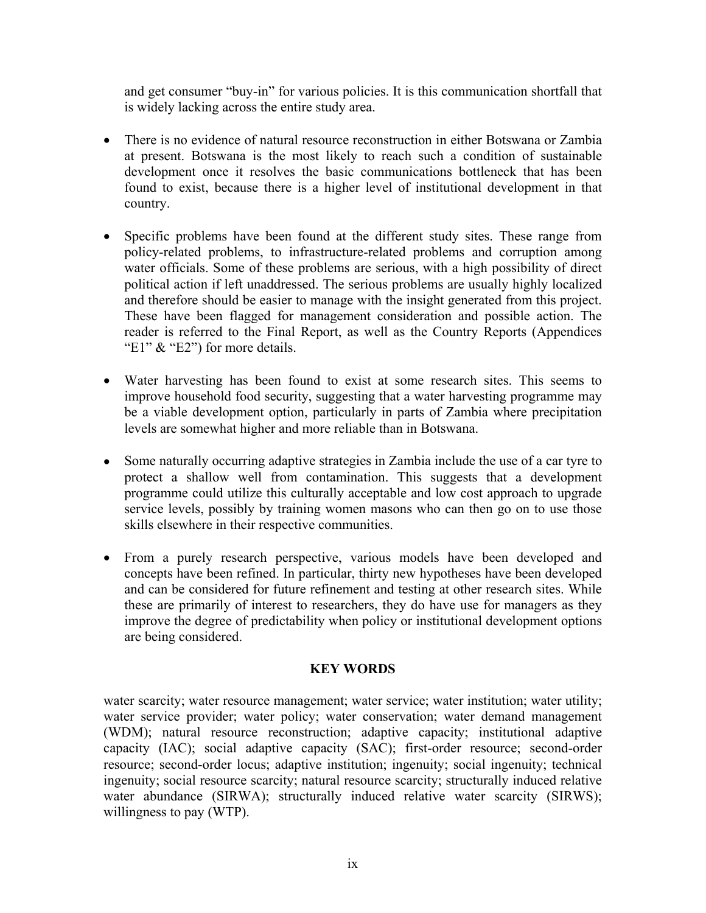and get consumer "buy-in" for various policies. It is this communication shortfall that is widely lacking across the entire study area.

- There is no evidence of natural resource reconstruction in either Botswana or Zambia at present. Botswana is the most likely to reach such a condition of sustainable development once it resolves the basic communications bottleneck that has been found to exist, because there is a higher level of institutional development in that country.

- Specific problems have been found at the different study sites. These range from policy-related problems, to infrastructure-related problems and corruption among water officials. Some of these problems are serious, with a high possibility of direct political action if left unaddressed. The serious problems are usually highly localized and therefore should be easier to manage with the insight generated from this project. These have been flagged for management consideration and possible action. The reader is referred to the Final Report, as well as the Country Reports (Appendices "E1" & "E2") for more details.

- Water harvesting has been found to exist at some research sites. This seems to improve household food security, suggesting that a water harvesting programme may be a viable development option, particularly in parts of Zambia where precipitation levels are somewhat higher and more reliable than in Botswana.

- Some naturally occurring adaptive strategies in Zambia include the use of a car tyre to protect a shallow well from contamination. This suggests that a development programme could utilize this culturally acceptable and low cost approach to upgrade service levels, possibly by training women masons who can then go on to use those skills elsewhere in their respective communities.

- From a purely research perspective, various models have been developed and concepts have been refined. In particular, thirty new hypotheses have been developed and can be considered for future refinement and testing at other research sites. While these are primarily of interest to researchers, they do have use for managers as they improve the degree of predictability when policy or institutional development options are being considered.

## KEY WORDS

water scarcity; water resource management; water service; water institution; water utility; water service provider; water policy; water conservation; water demand management (WDM); natural resource reconstruction; adaptive capacity; institutional adaptive capacity (IAC); social adaptive capacity (SAC); first-order resource; second-order resource; second-order locus; adaptive institution; ingenuity; social ingenuity; technical ingenuity; social resource scarcity; natural resource scarcity; structurally induced relative water abundance (SIRWA); structurally induced relative water scarcity (SIRWS); willingness to pay (WTP).